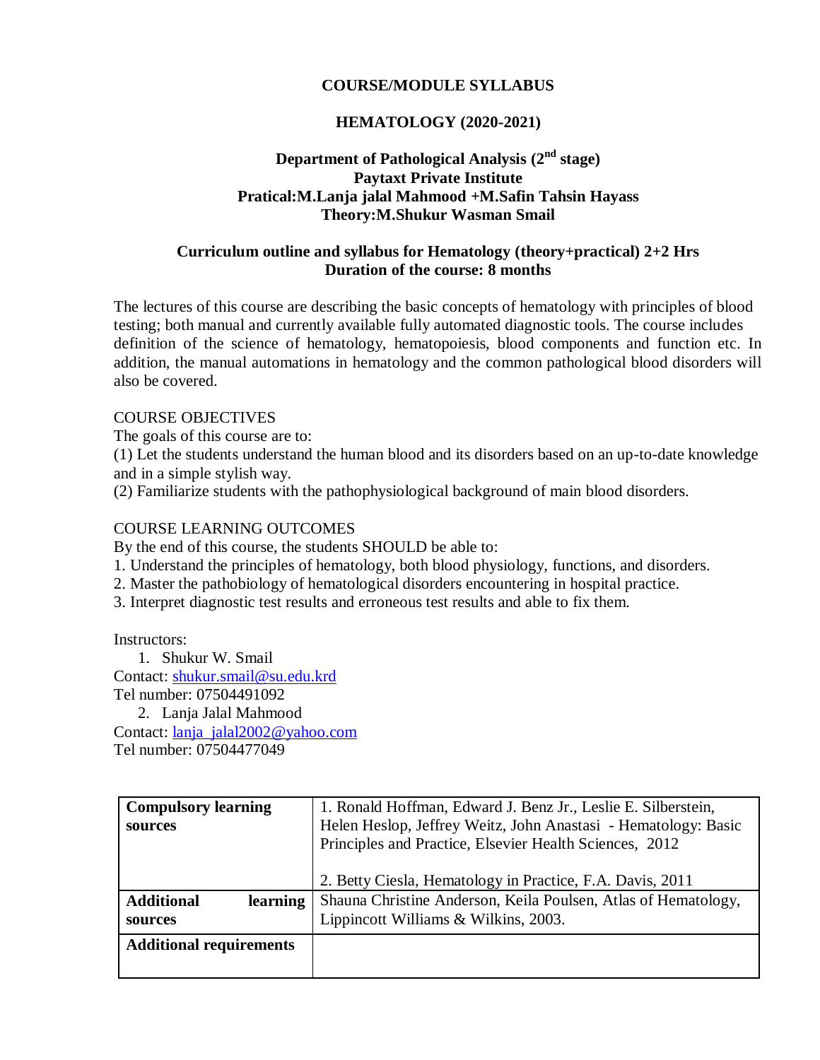# COURSE/MODULE SYLLABUS

## HEMATOLOGY (2020-2021)

### Department of Pathological Analysis (2nd stage)
### Paytaxt Private Institute
### Pratical:M.Lanja jalal Mahmood +M.Safin Tahsin Hayass
### Theory:M.Shukur Wasman Smail

### Curriculum outline and syllabus for Hematology (theory+practical) 2+2 Hrs
### Duration of the course: 8 months

The lectures of this course are describing the basic concepts of hematology with principles of blood testing; both manual and currently available fully automated diagnostic tools. The course includes definition of the science of hematology, hematopoiesis, blood components and function etc. In addition, the manual automations in hematology and the common pathological blood disorders will also be covered.

COURSE OBJECTIVES

The goals of this course are to:

(1) Let the students understand the human blood and its disorders based on an up-to-date knowledge and in a simple stylish way.

(2) Familiarize students with the pathophysiological background of main blood disorders.

COURSE LEARNING OUTCOMES

By the end of this course, the students SHOULD be able to:

1. Understand the principles of hematology, both blood physiology, functions, and disorders.
2. Master the pathobiology of hematological disorders encountering in hospital practice.
3. Interpret diagnostic test results and erroneous test results and able to fix them.

Instructors:

1. Shukur W. Smail

Contact: shukur.smail@su.edu.krd

Tel number: 07504491092

2. Lanja Jalal Mahmood

Contact: lanja_jalal2002@yahoo.com

Tel number: 07504477049

| | |
|---|---|
| **Compulsory learning sources** | 1. Ronald Hoffman, Edward J. Benz Jr., Leslie E. Silberstein, Helen Heslop, Jeffrey Weitz, John Anastasi - Hematology: Basic Principles and Practice, Elsevier Health Sciences, 2012<br><br>2. Betty Ciesla, Hematology in Practice, F.A. Davis, 2011 |
| **Additional learning sources** | Shauna Christine Anderson, Keila Poulsen, Atlas of Hematology, Lippincott Williams & Wilkins, 2003. |
| **Additional requirements** | |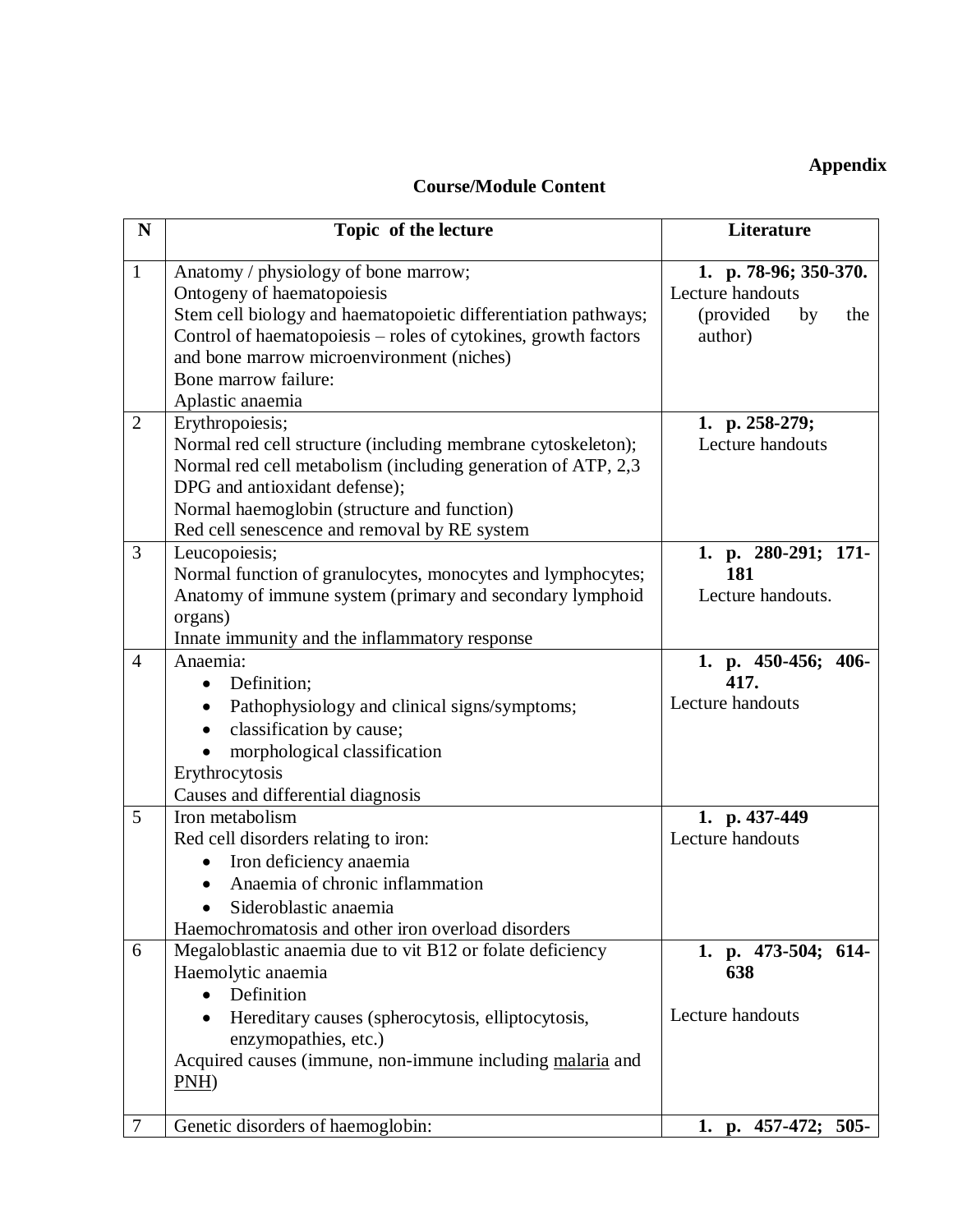**Appendix**

**Course/Module Content**

| N | Topic of the lecture | Literature |
|---|---|---|
| 1 | Anatomy / physiology of bone marrow;<br>Ontogeny of haematopoiesis<br>Stem cell biology and haematopoietic differentiation pathways;<br>Control of haematopoiesis – roles of cytokines, growth factors and bone marrow microenvironment (niches)<br>Bone marrow failure:<br>Aplastic anaemia | **1. p. 78-96; 350-370.**<br>Lecture handouts (provided by the author) |
| 2 | Erythropoiesis;<br>Normal red cell structure (including membrane cytoskeleton);<br>Normal red cell metabolism (including generation of ATP, 2,3 DPG and antioxidant defense);<br>Normal haemoglobin (structure and function)<br>Red cell senescence and removal by RE system | **1. p. 258-279;**<br>Lecture handouts |
| 3 | Leucopoiesis;<br>Normal function of granulocytes, monocytes and lymphocytes;<br>Anatomy of immune system (primary and secondary lymphoid organs)<br>Innate immunity and the inflammatory response | **1. p. 280-291; 171-181**<br>Lecture handouts. |
| 4 | Anaemia:<br>• Definition;<br>• Pathophysiology and clinical signs/symptoms;<br>• classification by cause;<br>• morphological classification<br>Erythrocytosis<br>Causes and differential diagnosis | **1. p. 450-456; 406-417.**<br>Lecture handouts |
| 5 | Iron metabolism<br>Red cell disorders relating to iron:<br>• Iron deficiency anaemia<br>• Anaemia of chronic inflammation<br>• Sideroblastic anaemia<br>Haemochromatosis and other iron overload disorders | **1. p. 437-449**<br>Lecture handouts |
| 6 | Megaloblastic anaemia due to vit B12 or folate deficiency<br>Haemolytic anaemia<br>• Definition<br>• Hereditary causes (spherocytosis, elliptocytosis, enzymopathies, etc.)<br>Acquired causes (immune, non-immune including malaria and PNH) | **1. p. 473-504; 614-638**<br><br>Lecture handouts |
| 7 | Genetic disorders of haemoglobin: | **1. p. 457-472; 505-** |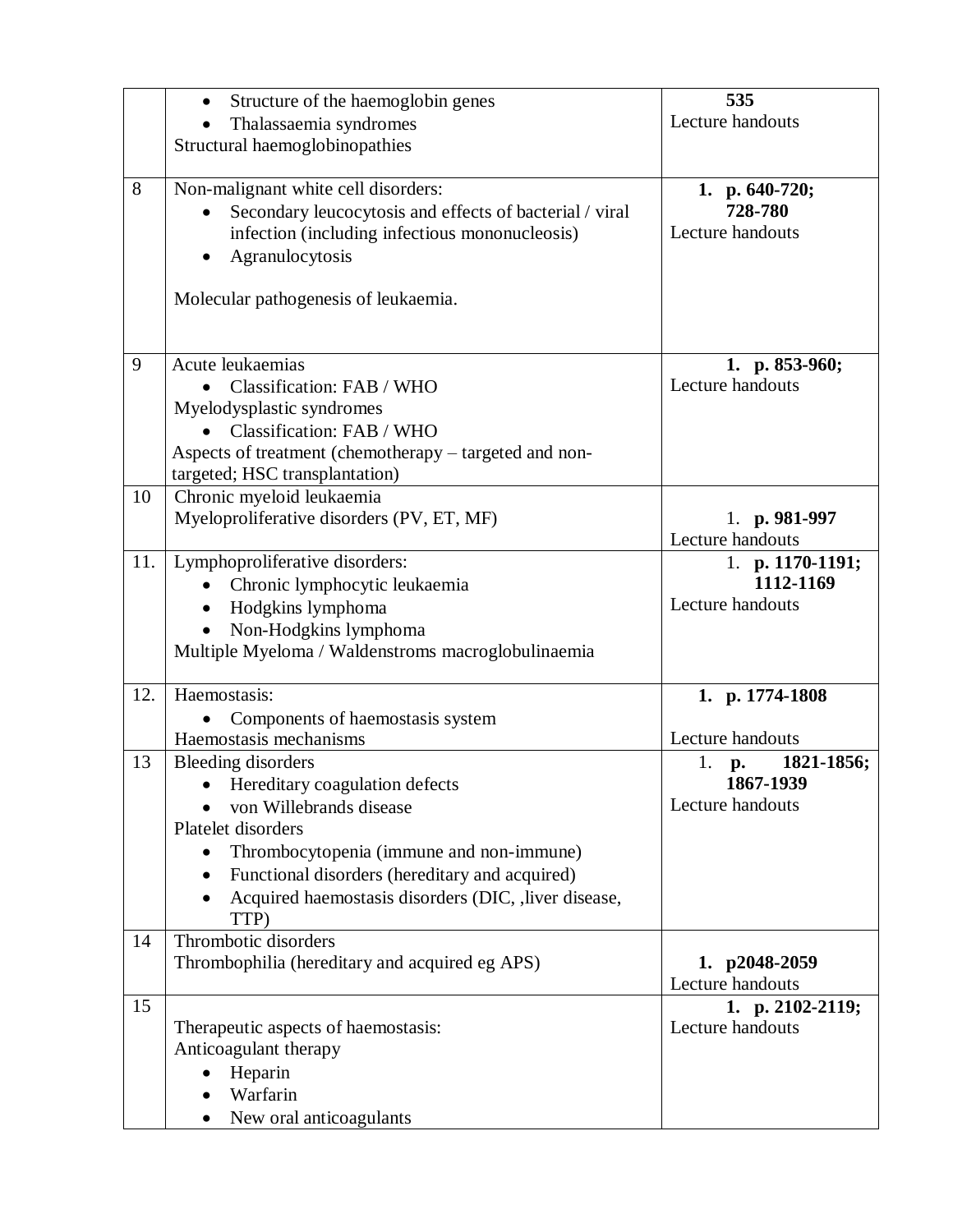| | | |
|---|---|---|
| | • Structure of the haemoglobin genes<br>• Thalassaemia syndromes<br>Structural haemoglobinopathies | **535**<br>Lecture handouts |
| 8 | Non-malignant white cell disorders:<br>• Secondary leucocytosis and effects of bacterial / viral infection (including infectious mononucleosis)<br>• Agranulocytosis<br><br>Molecular pathogenesis of leukaemia. | **1. p. 640-720; 728-780**<br>Lecture handouts |
| 9 | Acute leukaemias<br>• Classification: FAB / WHO<br>Myelodysplastic syndromes<br>• Classification: FAB / WHO<br>Aspects of treatment (chemotherapy – targeted and non-targeted; HSC transplantation) | **1. p. 853-960;**<br>Lecture handouts |
| 10 | Chronic myeloid leukaemia<br>Myeloproliferative disorders (PV, ET, MF) | 1. **p. 981-997**<br>Lecture handouts |
| 11. | Lymphoproliferative disorders:<br>• Chronic lymphocytic leukaemia<br>• Hodgkins lymphoma<br>• Non-Hodgkins lymphoma<br>Multiple Myeloma / Waldenstroms macroglobulinaemia | 1. **p. 1170-1191; 1112-1169**<br>Lecture handouts |
| 12. | Haemostasis:<br>• Components of haemostasis system<br>Haemostasis mechanisms | **1. p. 1774-1808**<br><br>Lecture handouts |
| 13 | Bleeding disorders<br>• Hereditary coagulation defects<br>• von Willebrands disease<br>Platelet disorders<br>• Thrombocytopenia (immune and non-immune)<br>• Functional disorders (hereditary and acquired)<br>• Acquired haemostasis disorders (DIC, ,liver disease, TTP) | 1. **p. 1821-1856; 1867-1939**<br>Lecture handouts |
| 14 | Thrombotic disorders<br>Thrombophilia (hereditary and acquired eg APS) | **1. p2048-2059**<br>Lecture handouts |
| 15 | Therapeutic aspects of haemostasis:<br>Anticoagulant therapy<br>• Heparin<br>• Warfarin<br>• New oral anticoagulants | **1. p. 2102-2119;**<br>Lecture handouts |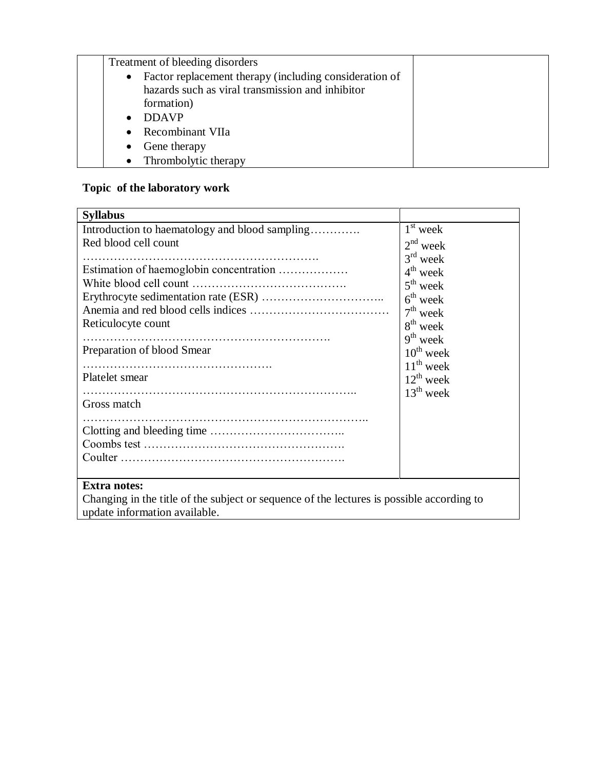| | | |
|---|---|---|
| | Treatment of bleeding disorders<br>• Factor replacement therapy (including consideration of hazards such as viral transmission and inhibitor formation)<br>• DDAVP<br>• Recombinant VIIa<br>• Gene therapy<br>• Thrombolytic therapy | |

**Topic of the laboratory work**

| **Syllabus** | |
|---|---|
| Introduction to haematology and blood sampling…………. | 1st week |
| Red blood cell count ……………………………………………………. | 2nd week |
| Estimation of haemoglobin concentration ……………… | 3rd week |
| White blood cell count …………………………………. | 4th week |
| Erythrocyte sedimentation rate (ESR) ………………………….. | 5th week |
| Anemia and red blood cells indices ……………………………… | 6th week |
| Reticulocyte count ………………………………………………………. | 7th week |
| Preparation of blood Smear …………………………………………. | 8th week |
| Platelet smear …………………………………………………………….. | 9th week |
| Gross match ……………………………………………………………….. | 10th week |
| Clotting and bleeding time …………………………….. | 11th week |
| Coombs test ……………………………………………. | 12th week |
| Coulter …………………………………………………. | 13th week |
| **Extra notes:**<br>Changing in the title of the subject or sequence of the lectures is possible according to update information available. | |